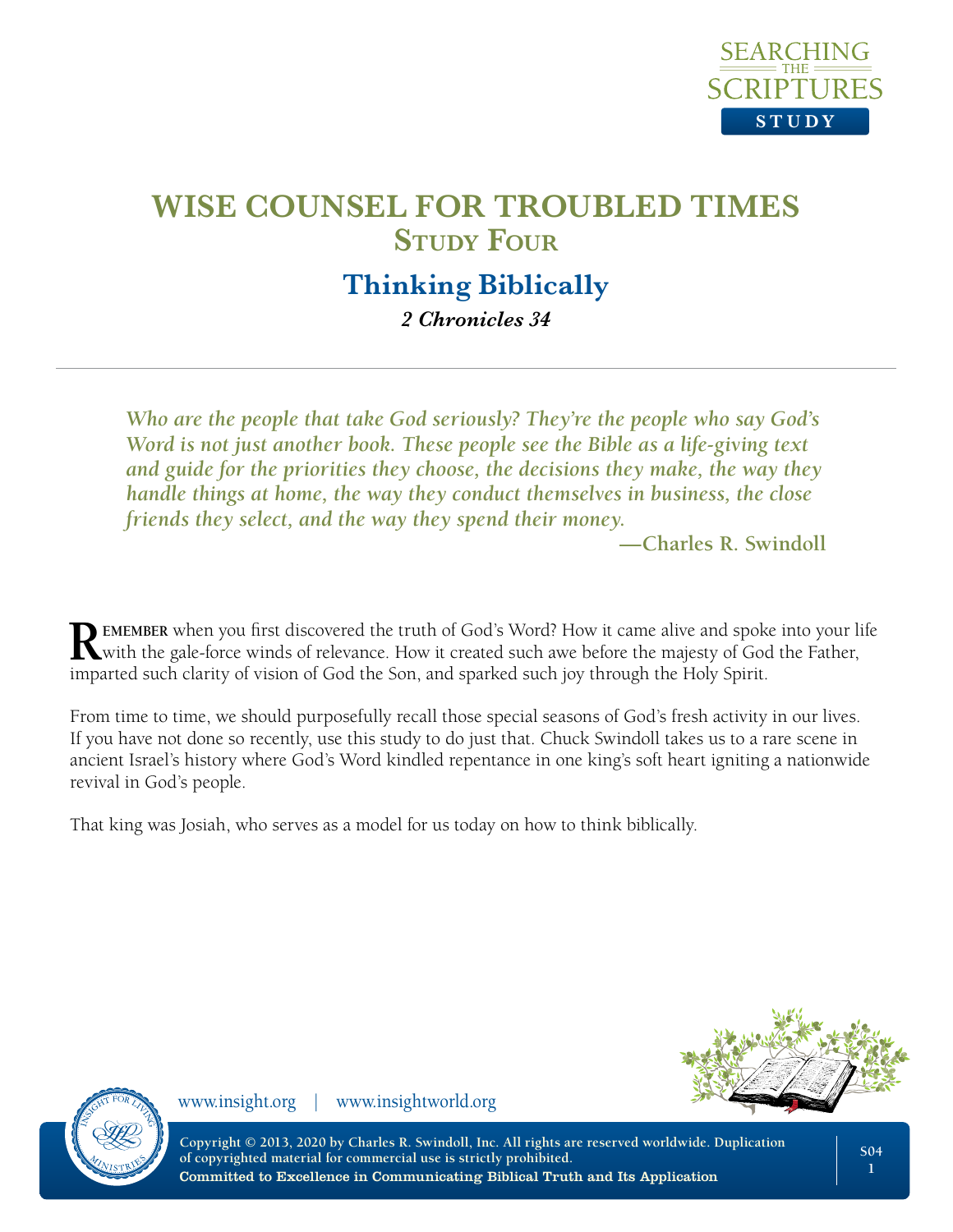# WISE COUNSEL FOR TROUBLED TIMES
## Study Four

## Thinking Biblically

*2 Chronicles 34*

---

> ***Who are the people that take God seriously? They're the people who say God's Word is not just another book. These people see the Bible as a life-giving text and guide for the priorities they choose, the decisions they make, the way they handle things at home, the way they conduct themselves in business, the close friends they select, and the way they spend their money.***
>
> **—Charles R. Swindoll**

**REMEMBER** when you first discovered the truth of God's Word? How it came alive and spoke into your life with the gale-force winds of relevance. How it created such awe before the majesty of God the Father, imparted such clarity of vision of God the Son, and sparked such joy through the Holy Spirit.

From time to time, we should purposefully recall those special seasons of God's fresh activity in our lives. If you have not done so recently, use this study to do just that. Chuck Swindoll takes us to a rare scene in ancient Israel's history where God's Word kindled repentance in one king's soft heart igniting a nationwide revival in God's people.

That king was Josiah, who serves as a model for us today on how to think biblically.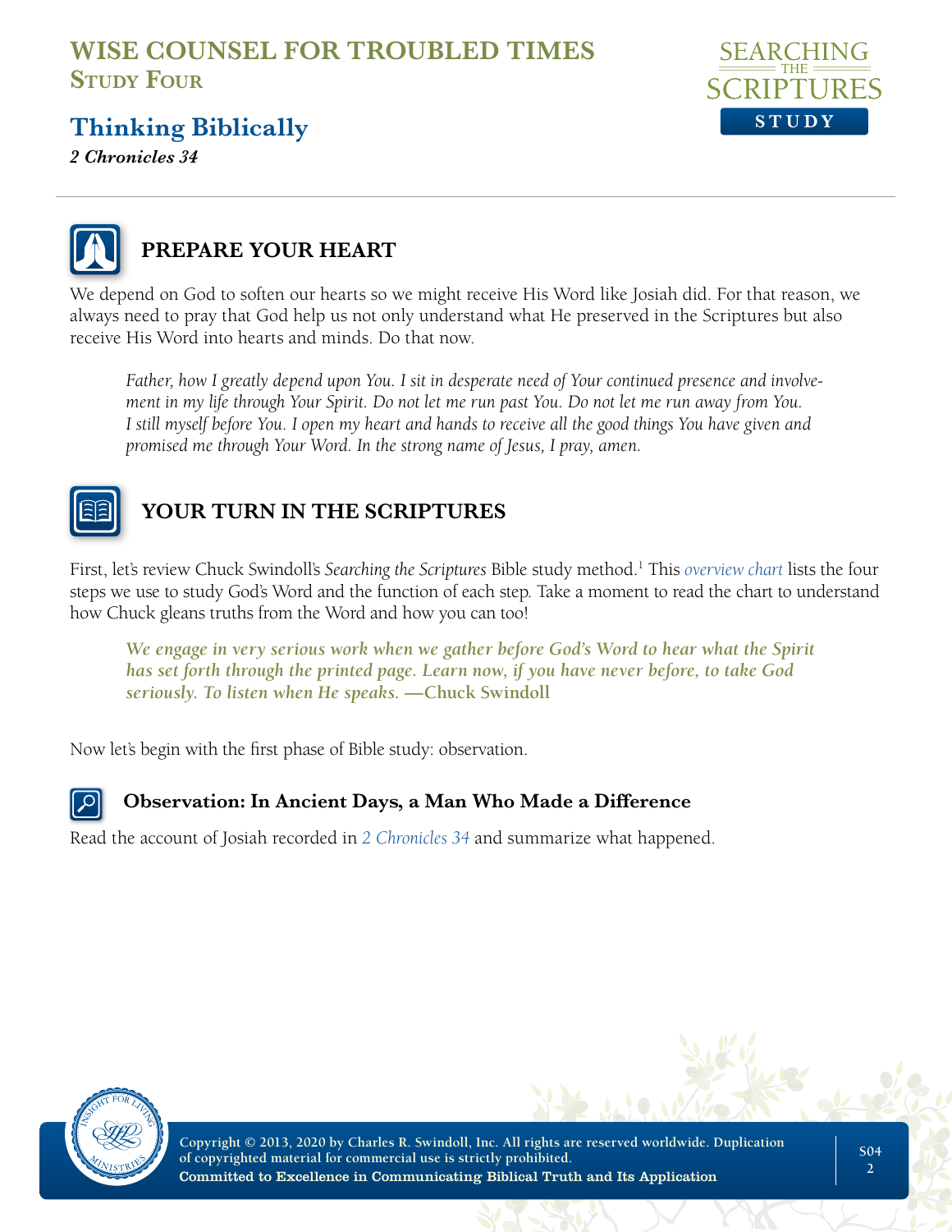# WISE COUNSEL FOR TROUBLED TIMES
## Study Four

## Thinking Biblically
*2 Chronicles 34*

### PREPARE YOUR HEART

We depend on God to soften our hearts so we might receive His Word like Josiah did. For that reason, we always need to pray that God help us not only understand what He preserved in the Scriptures but also receive His Word into hearts and minds. Do that now.

> *Father, how I greatly depend upon You. I sit in desperate need of Your continued presence and involvement in my life through Your Spirit. Do not let me run past You. Do not let me run away from You. I still myself before You. I open my heart and hands to receive all the good things You have given and promised me through Your Word. In the strong name of Jesus, I pray, amen.*

### YOUR TURN IN THE SCRIPTURES

First, let's review Chuck Swindoll's *Searching the Scriptures* Bible study method.[1] This *overview chart* lists the four steps we use to study God's Word and the function of each step. Take a moment to read the chart to understand how Chuck gleans truths from the Word and how you can too!

> ***We engage in very serious work when we gather before God's Word to hear what the Spirit has set forth through the printed page. Learn now, if you have never before, to take God seriously. To listen when He speaks.* —Chuck Swindoll**

Now let's begin with the first phase of Bible study: observation.

#### Observation: In Ancient Days, a Man Who Made a Difference

Read the account of Josiah recorded in *2 Chronicles 34* and summarize what happened.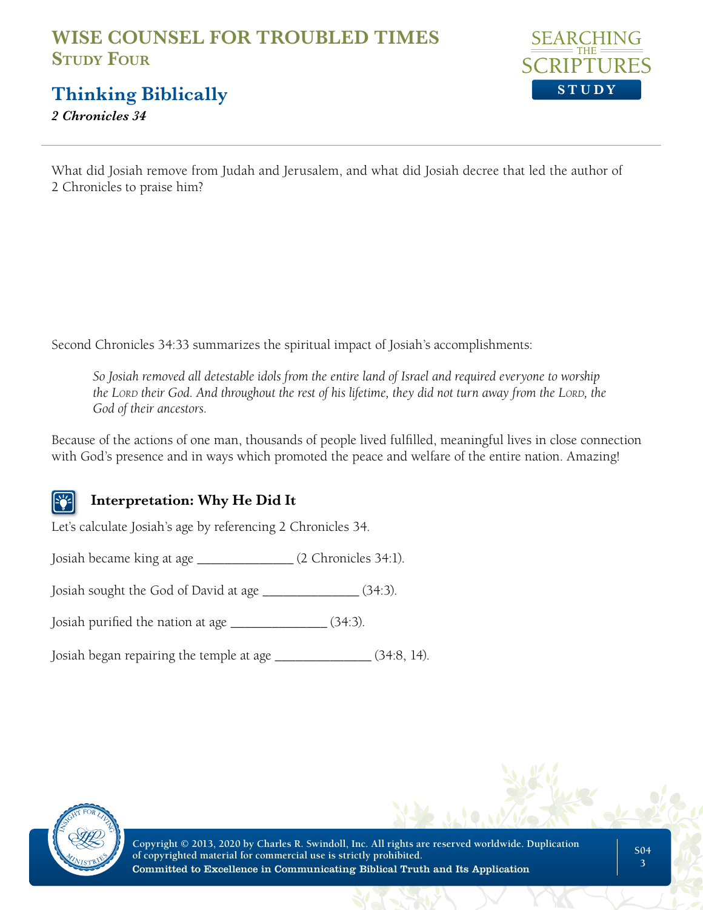# WISE COUNSEL FOR TROUBLED TIMES
## Study Four

## Thinking Biblically

*2 Chronicles 34*

What did Josiah remove from Judah and Jerusalem, and what did Josiah decree that led the author of 2 Chronicles to praise him?

Second Chronicles 34:33 summarizes the spiritual impact of Josiah's accomplishments:

> *So Josiah removed all detestable idols from the entire land of Israel and required everyone to worship the Lord their God. And throughout the rest of his lifetime, they did not turn away from the Lord, the God of their ancestors.*

Because of the actions of one man, thousands of people lived fulfilled, meaningful lives in close connection with God's presence and in ways which promoted the peace and welfare of the entire nation. Amazing!

### Interpretation: Why He Did It

Let's calculate Josiah's age by referencing 2 Chronicles 34.

Josiah became king at age ______________ (2 Chronicles 34:1).

Josiah sought the God of David at age ______________ (34:3).

Josiah purified the nation at age ______________ (34:3).

Josiah began repairing the temple at age ______________ (34:8, 14).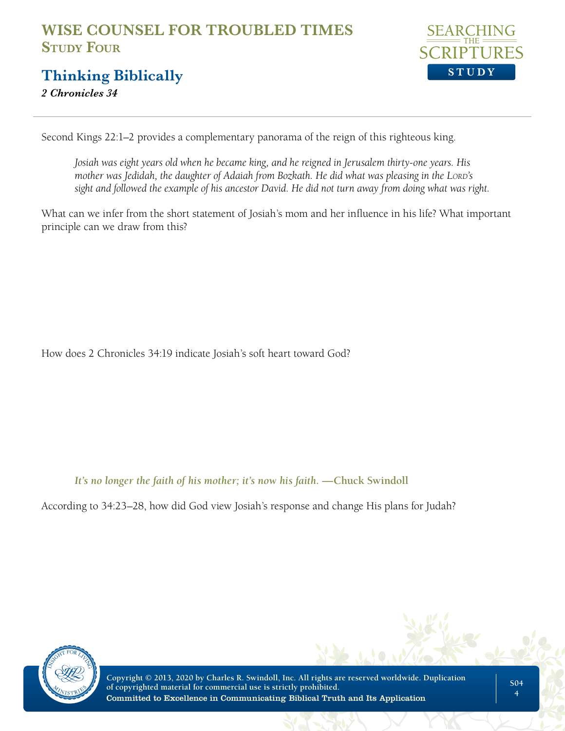# WISE COUNSEL FOR TROUBLED TIMES
## Study Four

## Thinking Biblically
***2 Chronicles 34***

Second Kings 22:1–2 provides a complementary panorama of the reign of this righteous king.

> *Josiah was eight years old when he became king, and he reigned in Jerusalem thirty-one years. His mother was Jedidah, the daughter of Adaiah from Bozkath. He did what was pleasing in the Lord's sight and followed the example of his ancestor David. He did not turn away from doing what was right.*

What can we infer from the short statement of Josiah's mom and her influence in his life? What important principle can we draw from this?

How does 2 Chronicles 34:19 indicate Josiah's soft heart toward God?

> ***It's no longer the faith of his mother; it's now his faith.* —Chuck Swindoll**

According to 34:23–28, how did God view Josiah's response and change His plans for Judah?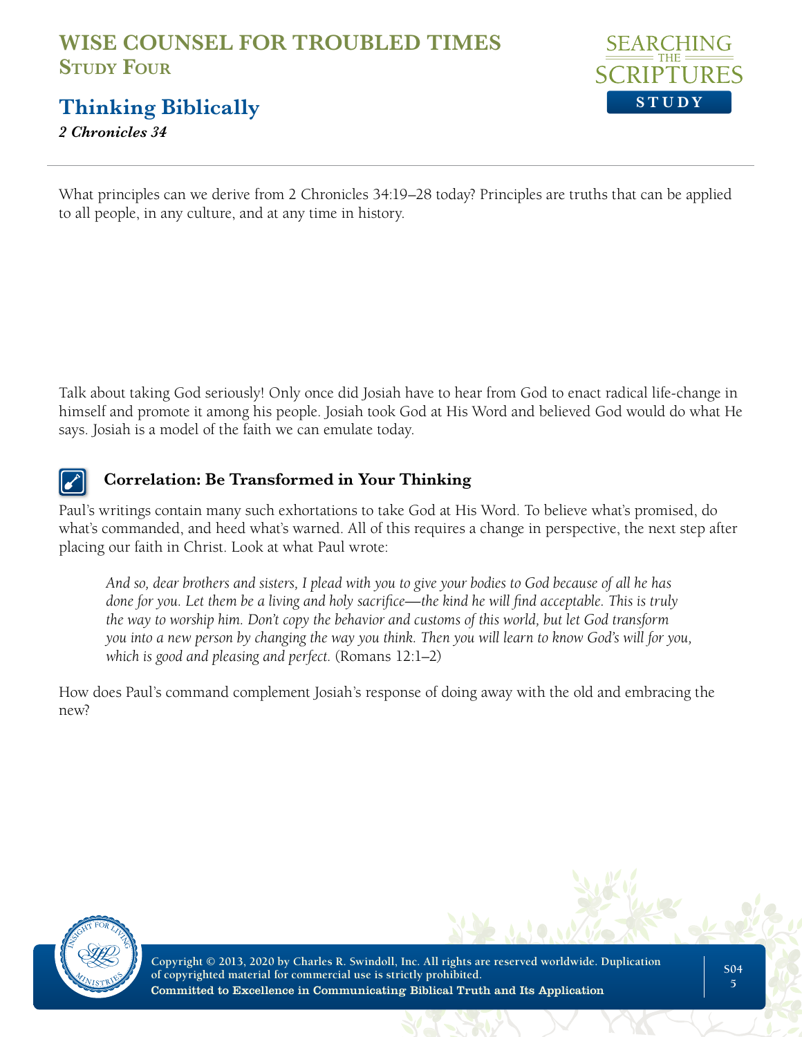## Thinking Biblically

*2 Chronicles 34*

What principles can we derive from 2 Chronicles 34:19–28 today? Principles are truths that can be applied to all people, in any culture, and at any time in history.

Talk about taking God seriously! Only once did Josiah have to hear from God to enact radical life-change in himself and promote it among his people. Josiah took God at His Word and believed God would do what He says. Josiah is a model of the faith we can emulate today.

### Correlation: Be Transformed in Your Thinking

Paul's writings contain many such exhortations to take God at His Word. To believe what's promised, do what's commanded, and heed what's warned. All of this requires a change in perspective, the next step after placing our faith in Christ. Look at what Paul wrote:

> *And so, dear brothers and sisters, I plead with you to give your bodies to God because of all he has done for you. Let them be a living and holy sacrifice—the kind he will find acceptable. This is truly the way to worship him. Don't copy the behavior and customs of this world, but let God transform you into a new person by changing the way you think. Then you will learn to know God's will for you, which is good and pleasing and perfect.* (Romans 12:1–2)

How does Paul's command complement Josiah's response of doing away with the old and embracing the new?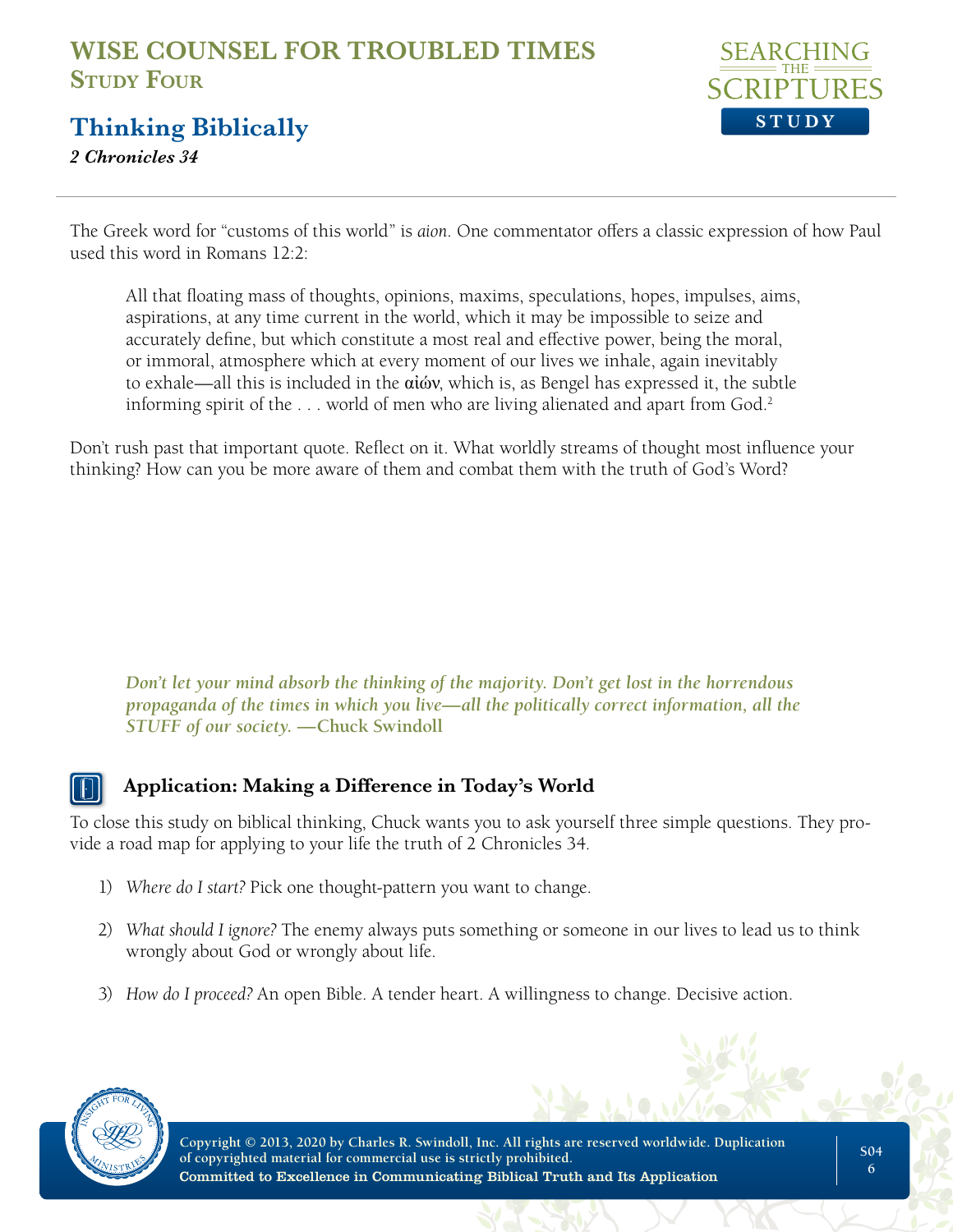The Greek word for "customs of this world" is *aion*. One commentator offers a classic expression of how Paul used this word in Romans 12:2:

> All that floating mass of thoughts, opinions, maxims, speculations, hopes, impulses, aims, aspirations, at any time current in the world, which it may be impossible to seize and accurately define, but which constitute a most real and effective power, being the moral, or immoral, atmosphere which at every moment of our lives we inhale, again inevitably to exhale—all this is included in the αἰών, which is, as Bengel has expressed it, the subtle informing spirit of the . . . world of men who are living alienated and apart from God.[2]

Don't rush past that important quote. Reflect on it. What worldly streams of thought most influence your thinking? How can you be more aware of them and combat them with the truth of God's Word?

> ***Don't let your mind absorb the thinking of the majority. Don't get lost in the horrendous propaganda of the times in which you live—all the politically correct information, all the STUFF of our society.* —Chuck Swindoll**

### Application: Making a Difference in Today's World

To close this study on biblical thinking, Chuck wants you to ask yourself three simple questions. They provide a road map for applying to your life the truth of 2 Chronicles 34.

1) *Where do I start?* Pick one thought-pattern you want to change.

2) *What should I ignore?* The enemy always puts something or someone in our lives to lead us to think wrongly about God or wrongly about life.

3) *How do I proceed?* An open Bible. A tender heart. A willingness to change. Decisive action.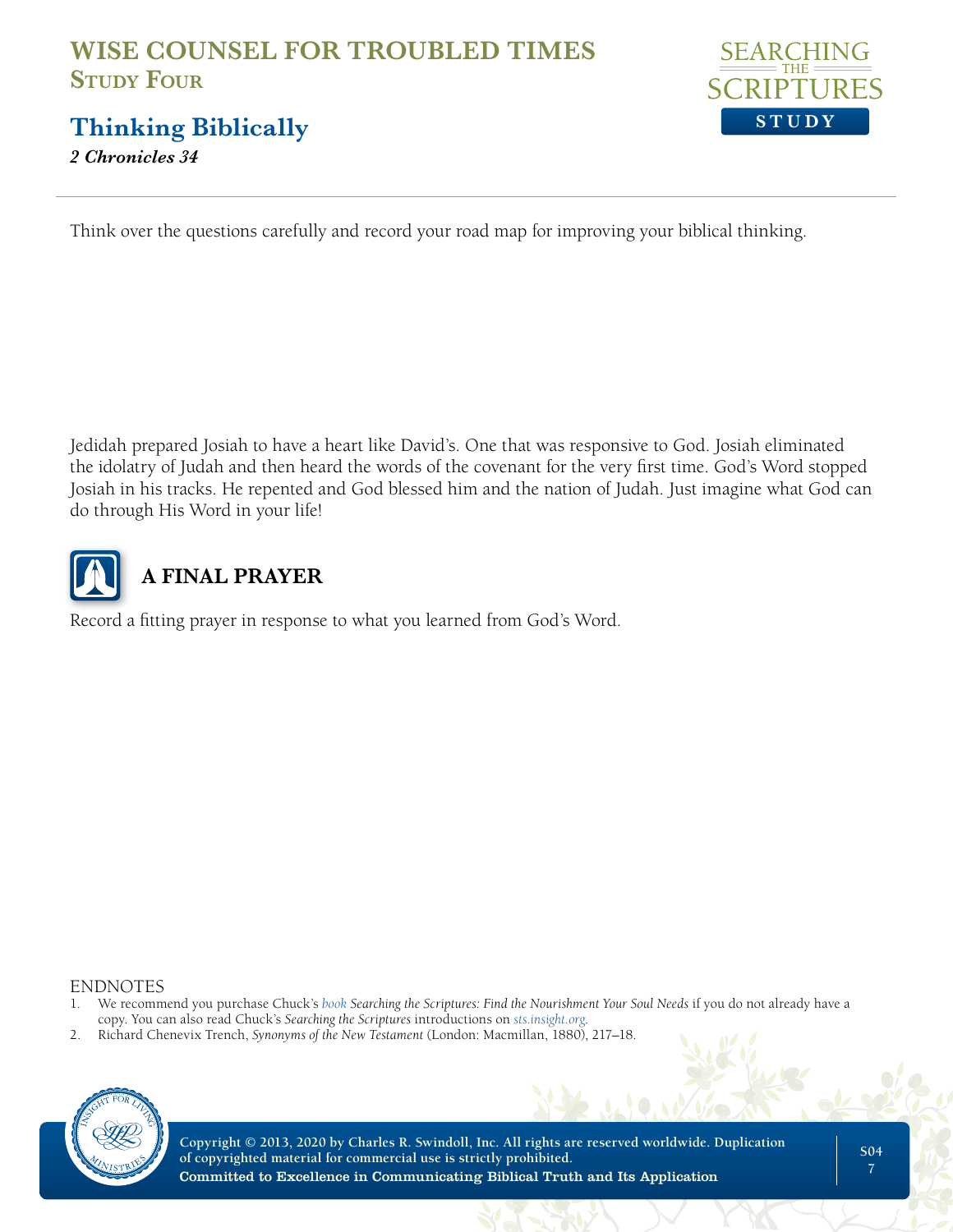# WISE COUNSEL FOR TROUBLED TIMES
## Study Four

## Thinking Biblically

***2 Chronicles 34***

Think over the questions carefully and record your road map for improving your biblical thinking.

Jedidah prepared Josiah to have a heart like David's. One that was responsive to God. Josiah eliminated the idolatry of Judah and then heard the words of the covenant for the very first time. God's Word stopped Josiah in his tracks. He repented and God blessed him and the nation of Judah. Just imagine what God can do through His Word in your life!

## A FINAL PRAYER

Record a fitting prayer in response to what you learned from God's Word.

ENDNOTES

1. We recommend you purchase Chuck's *book Searching the Scriptures: Find the Nourishment Your Soul Needs* if you do not already have a copy. You can also read Chuck's *Searching the Scriptures* introductions on *sts.insight.org*.
2. Richard Chenevix Trench, *Synonyms of the New Testament* (London: Macmillan, 1880), 217–18.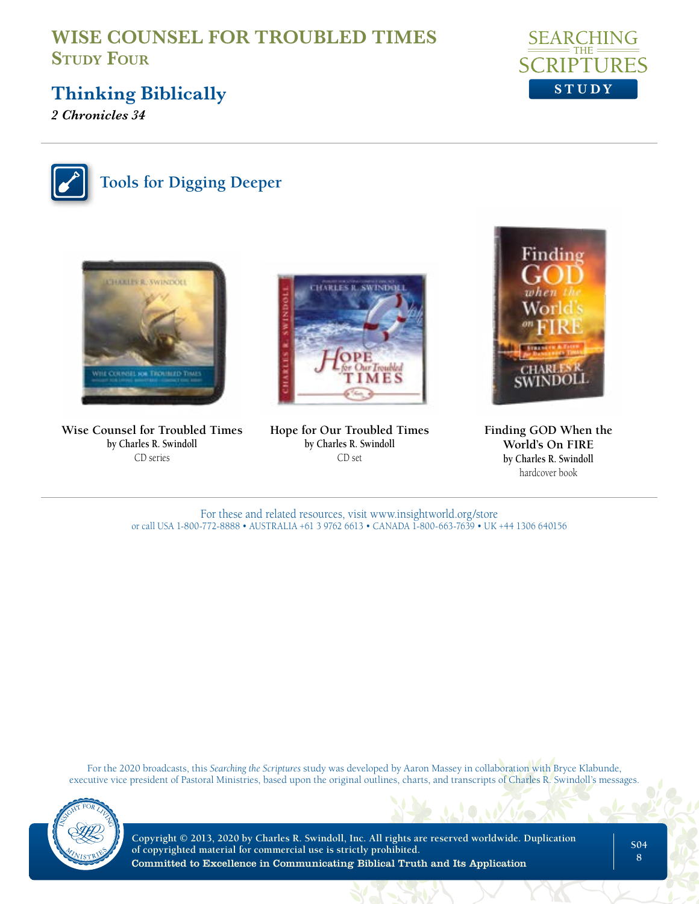# WISE COUNSEL FOR TROUBLED TIMES
## Study Four

## Thinking Biblically
*2 Chronicles 34*

### Tools for Digging Deeper

**Wise Counsel for Troubled Times**
by Charles R. Swindoll
CD series

**Hope for Our Troubled Times**
by Charles R. Swindoll
CD set

**Finding GOD When the World's On FIRE**
by Charles R. Swindoll
hardcover book

For these and related resources, visit www.insightworld.org/store
or call USA 1-800-772-8888 • AUSTRALIA +61 3 9762 6613 • CANADA 1-800-663-7639 • UK +44 1306 640156

For the 2020 broadcasts, this *Searching the Scriptures* study was developed by Aaron Massey in collaboration with Bryce Klabunde, executive vice president of Pastoral Ministries, based upon the original outlines, charts, and transcripts of Charles R. Swindoll's messages.

Copyright © 2013, 2020 by Charles R. Swindoll, Inc. All rights are reserved worldwide. Duplication of copyrighted material for commercial use is strictly prohibited.
**Committed to Excellence in Communicating Biblical Truth and Its Application**